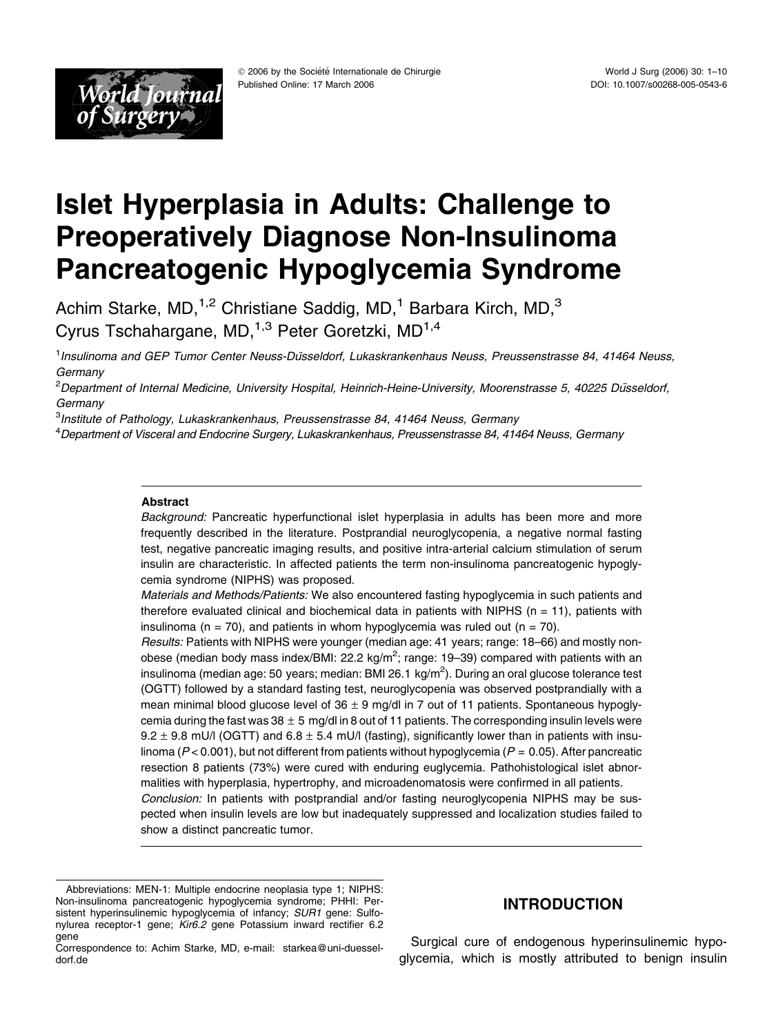# Islet Hyperplasia in Adults: Challenge to Preoperatively Diagnose Non-Insulinoma Pancreatogenic Hypoglycemia Syndrome

Achim Starke, MD,[1,2] Christiane Saddig, MD,[1] Barbara Kirch, MD,[3] Cyrus Tschahargane, MD,[1,3] Peter Goretzki, MD[1,4]

[1] *Insulinoma and GEP Tumor Center Neuss-Düsseldorf, Lukaskrankenhaus Neuss, Preussenstrasse 84, 41464 Neuss, Germany*

[2] *Department of Internal Medicine, University Hospital, Heinrich-Heine-University, Moorenstrasse 5, 40225 Düsseldorf, Germany*

[3] *Institute of Pathology, Lukaskrankenhaus, Preussenstrasse 84, 41464 Neuss, Germany*

[4] *Department of Visceral and Endocrine Surgery, Lukaskrankenhaus, Preussenstrasse 84, 41464 Neuss, Germany*

### Abstract

*Background:* Pancreatic hyperfunctional islet hyperplasia in adults has been more and more frequently described in the literature. Postprandial neuroglycopenia, a negative normal fasting test, negative pancreatic imaging results, and positive intra-arterial calcium stimulation of serum insulin are characteristic. In affected patients the term non-insulinoma pancreatogenic hypoglycemia syndrome (NIPHS) was proposed.

*Materials and Methods/Patients:* We also encountered fasting hypoglycemia in such patients and therefore evaluated clinical and biochemical data in patients with NIPHS (n = 11), patients with insulinoma (n = 70), and patients in whom hypoglycemia was ruled out (n = 70).

*Results:* Patients with NIPHS were younger (median age: 41 years; range: 18–66) and mostly non-obese (median body mass index/BMI: 22.2 kg/m$^2$; range: 19–39) compared with patients with an insulinoma (median age: 50 years; median: BMI 26.1 kg/m$^2$). During an oral glucose tolerance test (OGTT) followed by a standard fasting test, neuroglycopenia was observed postprandially with a mean minimal blood glucose level of 36 ± 9 mg/dl in 7 out of 11 patients. Spontaneous hypoglycemia during the fast was 38 ± 5 mg/dl in 8 out of 11 patients. The corresponding insulin levels were 9.2 ± 9.8 mU/l (OGTT) and 6.8 ± 5.4 mU/l (fasting), significantly lower than in patients with insulinoma ($P < 0.001$), but not different from patients without hypoglycemia ($P = 0.05$). After pancreatic resection 8 patients (73%) were cured with enduring euglycemia. Pathohistological islet abnormalities with hyperplasia, hypertrophy, and microadenomatosis were confirmed in all patients.

*Conclusion:* In patients with postprandial and/or fasting neuroglycopenia NIPHS may be suspected when insulin levels are low but inadequately suppressed and localization studies failed to show a distinct pancreatic tumor.

Abbreviations: MEN-1: Multiple endocrine neoplasia type 1; NIPHS: Non-insulinoma pancreatogenic hypoglycemia syndrome; PHHI: Persistent hyperinsulinemic hypoglycemia of infancy; *SUR1* gene: Sulfonylurea receptor-1 gene; *Kir6.2* gene Potassium inward rectifier 6.2 gene

Correspondence to: Achim Starke, MD, e-mail: starkea@uni-duesseldorf.de

## INTRODUCTION

Surgical cure of endogenous hyperinsulinemic hypoglycemia, which is mostly attributed to benign insulin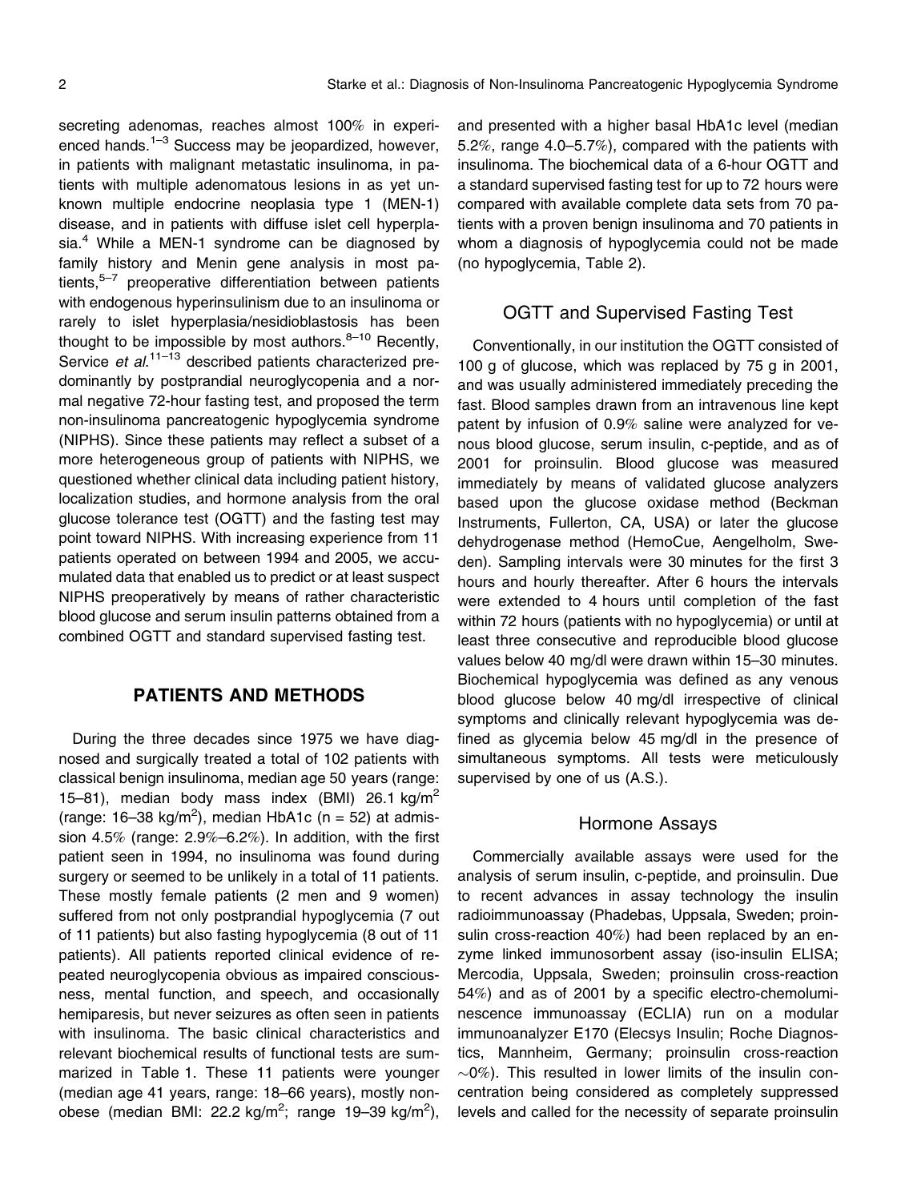secreting adenomas, reaches almost 100% in experienced hands.[1–3] Success may be jeopardized, however, in patients with malignant metastatic insulinoma, in patients with multiple adenomatous lesions in as yet unknown multiple endocrine neoplasia type 1 (MEN-1) disease, and in patients with diffuse islet cell hyperplasia.[4] While a MEN-1 syndrome can be diagnosed by family history and Menin gene analysis in most patients,[5–7] preoperative differentiation between patients with endogenous hyperinsulinism due to an insulinoma or rarely to islet hyperplasia/nesidioblastosis has been thought to be impossible by most authors.[8–10] Recently, Service *et al.*[11–13] described patients characterized predominantly by postprandial neuroglycopenia and a normal negative 72-hour fasting test, and proposed the term non-insulinoma pancreatogenic hypoglycemia syndrome (NIPHS). Since these patients may reflect a subset of a more heterogeneous group of patients with NIPHS, we questioned whether clinical data including patient history, localization studies, and hormone analysis from the oral glucose tolerance test (OGTT) and the fasting test may point toward NIPHS. With increasing experience from 11 patients operated on between 1994 and 2005, we accumulated data that enabled us to predict or at least suspect NIPHS preoperatively by means of rather characteristic blood glucose and serum insulin patterns obtained from a combined OGTT and standard supervised fasting test.

## PATIENTS AND METHODS

During the three decades since 1975 we have diagnosed and surgically treated a total of 102 patients with classical benign insulinoma, median age 50 years (range: 15–81), median body mass index (BMI) 26.1 kg/m$^2$ (range: 16–38 kg/m$^2$), median HbA1c (n = 52) at admission 4.5% (range: 2.9%–6.2%). In addition, with the first patient seen in 1994, no insulinoma was found during surgery or seemed to be unlikely in a total of 11 patients. These mostly female patients (2 men and 9 women) suffered from not only postprandial hypoglycemia (7 out of 11 patients) but also fasting hypoglycemia (8 out of 11 patients). All patients reported clinical evidence of repeated neuroglycopenia obvious as impaired consciousness, mental function, and speech, and occasionally hemiparesis, but never seizures as often seen in patients with insulinoma. The basic clinical characteristics and relevant biochemical results of functional tests are summarized in Table 1. These 11 patients were younger (median age 41 years, range: 18–66 years), mostly nonobese (median BMI: 22.2 kg/m$^2$; range 19–39 kg/m$^2$), and presented with a higher basal HbA1c level (median 5.2%, range 4.0–5.7%), compared with the patients with insulinoma. The biochemical data of a 6-hour OGTT and a standard supervised fasting test for up to 72 hours were compared with available complete data sets from 70 patients with a proven benign insulinoma and 70 patients in whom a diagnosis of hypoglycemia could not be made (no hypoglycemia, Table 2).

### OGTT and Supervised Fasting Test

Conventionally, in our institution the OGTT consisted of 100 g of glucose, which was replaced by 75 g in 2001, and was usually administered immediately preceding the fast. Blood samples drawn from an intravenous line kept patent by infusion of 0.9% saline were analyzed for venous blood glucose, serum insulin, c-peptide, and as of 2001 for proinsulin. Blood glucose was measured immediately by means of validated glucose analyzers based upon the glucose oxidase method (Beckman Instruments, Fullerton, CA, USA) or later the glucose dehydrogenase method (HemoCue, Aengelholm, Sweden). Sampling intervals were 30 minutes for the first 3 hours and hourly thereafter. After 6 hours the intervals were extended to 4 hours until completion of the fast within 72 hours (patients with no hypoglycemia) or until at least three consecutive and reproducible blood glucose values below 40 mg/dl were drawn within 15–30 minutes. Biochemical hypoglycemia was defined as any venous blood glucose below 40 mg/dl irrespective of clinical symptoms and clinically relevant hypoglycemia was defined as glycemia below 45 mg/dl in the presence of simultaneous symptoms. All tests were meticulously supervised by one of us (A.S.).

### Hormone Assays

Commercially available assays were used for the analysis of serum insulin, c-peptide, and proinsulin. Due to recent advances in assay technology the insulin radioimmunoassay (Phadebas, Uppsala, Sweden; proinsulin cross-reaction 40%) had been replaced by an enzyme linked immunosorbent assay (iso-insulin ELISA; Mercodia, Uppsala, Sweden; proinsulin cross-reaction 54%) and as of 2001 by a specific electro-chemoluminescence immunoassay (ECLIA) run on a modular immunoanalyzer E170 (Elecsys Insulin; Roche Diagnostics, Mannheim, Germany; proinsulin cross-reaction ~0%). This resulted in lower limits of the insulin concentration being considered as completely suppressed levels and called for the necessity of separate proinsulin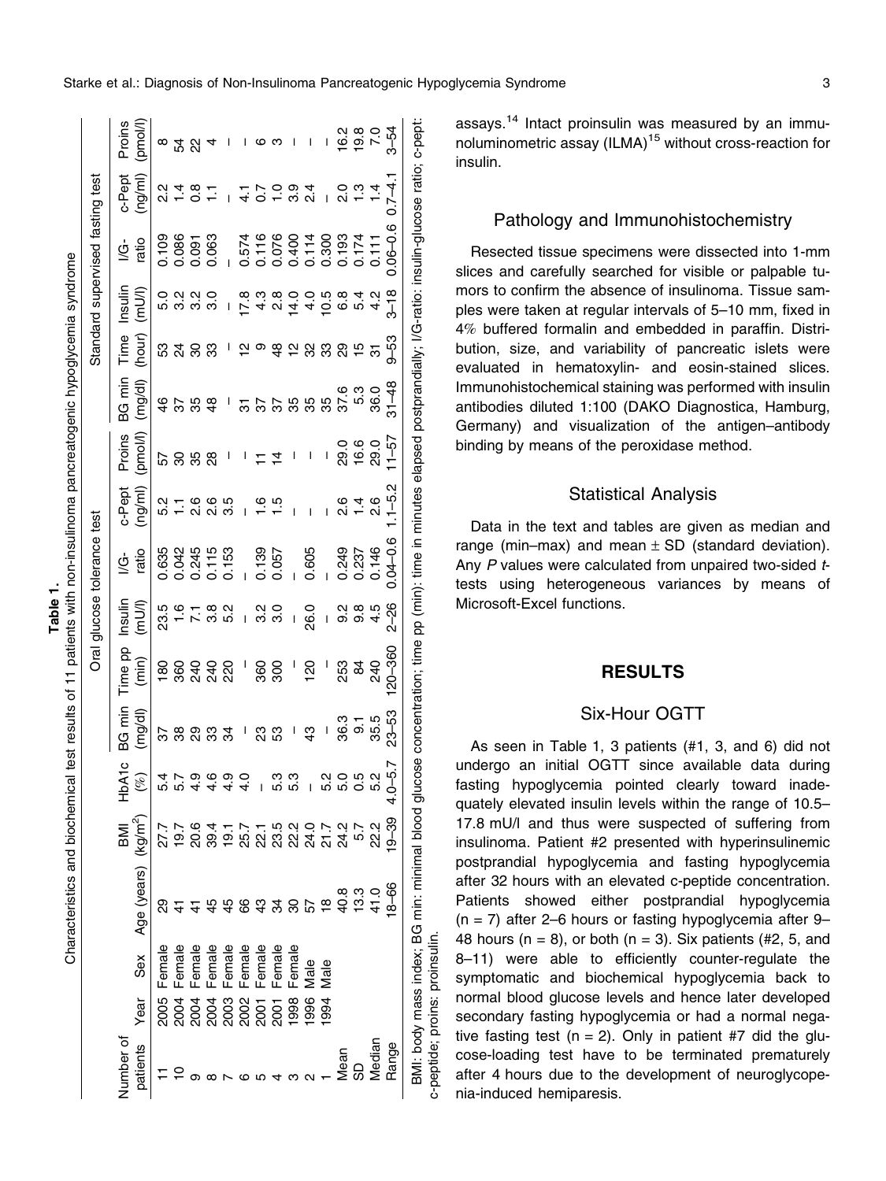**Table 1.**
Characteristics and biochemical test results of 11 patients with non-insulinoma pancreatogenic hypoglycemia syndrome

| Number of patients | Year | Sex | Age (years) | BMI ($kg/m^2$) | HbA1c (%) | Oral glucose tolerance test BG min (mg/dl) | Time pp (min) | Insulin (mU/l) | I/G-ratio | c-Pept (ng/ml) | Proins (pmol/l) | Standard supervised fasting test BG min (mg/dl) | Time (hour) | Insulin (mU/l) | I/G-ratio | c-Pept (ng/ml) | Proins (pmol/l) |
|---|---|---|---|---|---|---|---|---|---|---|---|---|---|---|---|---|---|
| 11 | 2005 | Female | 29 | 27.7 | 5.4 | 37 | 180 | 23.5 | 0.635 | 5.2 | 57 | 46 | 53 | 5.0 | 0.109 | 2.2 | 8 |
| 10 | 2004 | Female | 41 | 19.7 | 5.7 | 38 | 360 | 1.6 | 0.042 | 1.1 | 30 | 37 | 24 | 3.2 | 0.086 | 1.4 | 54 |
| 9 | 2004 | Female | 41 | 20.6 | 4.9 | 29 | 240 | 7.1 | 0.245 | 2.6 | 35 | 35 | 30 | 3.2 | 0.091 | 0.8 | 22 |
| 8 | 2004 | Female | 45 | 39.4 | 4.6 | 33 | 240 | 3.8 | 0.115 | 2.6 | 28 | 48 | 33 | 3.0 | 0.063 | 1.1 | 4 |
| 7 | 2003 | Female | 45 | 19.1 | 4.9 | 34 | 220 | 5.2 | 0.153 | 3.5 | – | – | – | – | – | – | – |
| 6 | 2002 | Female | 66 | 25.7 | 4.0 | – | – | – | – | – | – | 31 | 12 | 17.8 | 0.574 | 4.1 | – |
| 5 | 2001 | Female | 43 | 22.1 | – | 23 | 360 | 3.2 | 0.139 | 1.6 | 11 | 37 | 9 | 4.3 | 0.116 | 0.7 | 6 |
| 4 | 2001 | Female | 34 | 23.5 | 5.3 | 53 | 300 | 3.0 | 0.057 | 1.5 | 14 | 37 | 48 | 2.8 | 0.076 | 1.0 | 3 |
| 3 | 1998 | Female | 30 | 22.2 | 5.3 | – | – | – | – | – | – | 35 | 12 | 14.0 | 0.400 | 3.9 | – |
| 2 | 1996 | Male | 57 | 24.0 | – | 43 | 120 | 26.0 | 0.605 | – | – | 35 | 32 | 4.0 | 0.114 | 2.4 | – |
| 1 | 1994 | Male | 18 | 21.7 | 5.2 | – | – | – | – | – | – | 35 | 33 | 10.5 | 0.300 | – | – |
| Mean | | | 40.8 | 24.2 | 5.0 | 36.3 | 253 | 9.2 | 0.249 | 2.6 | 29.0 | 37.6 | 29 | 6.8 | 0.193 | 2.0 | 16.2 |
| SD | | | 13.3 | 5.7 | 0.5 | 9.1 | 84 | 9.8 | 0.237 | 1.4 | 16.6 | 5.3 | 15 | 5.4 | 0.174 | 1.3 | 19.8 |
| Median | | | 41.0 | 22.2 | 5.2 | 35.5 | 240 | 4.5 | 0.146 | 2.6 | 29.0 | 36.0 | 31 | 4.2 | 0.111 | 1.4 | 7.0 |
| Range | | | 18–66 | 19–39 | 4.0–5.7 | 23–53 | 120–360 | 2–26 | 0.04–0.6 | 1.1–5.2 | 11–57 | 31–48 | 9–53 | 3–18 | 0.06–0.6 | 0.7–4.1 | 3–54 |

BMI: body mass index; BG min: minimal blood glucose concentration; time pp (min): time in minutes elapsed postprandially; I/G-ratio: insulin-glucose ratio; c-pept: c-peptide; proins: proinsulin.

assays.[14] Intact proinsulin was measured by an immunoluminometric assay (ILMA)[15] without cross-reaction for insulin.

## Pathology and Immunohistochemistry

Resected tissue specimens were dissected into 1-mm slices and carefully searched for visible or palpable tumors to confirm the absence of insulinoma. Tissue samples were taken at regular intervals of 5–10 mm, fixed in 4% buffered formalin and embedded in paraffin. Distribution, size, and variability of pancreatic islets were evaluated in hematoxylin- and eosin-stained slices. Immunohistochemical staining was performed with insulin antibodies diluted 1:100 (DAKO Diagnostica, Hamburg, Germany) and visualization of the antigen–antibody binding by means of the peroxidase method.

## Statistical Analysis

Data in the text and tables are given as median and range (min–max) and mean ± SD (standard deviation). Any *P* values were calculated from unpaired two-sided *t*-tests using heterogeneous variances by means of Microsoft-Excel functions.

# RESULTS

## Six-Hour OGTT

As seen in Table 1, 3 patients (#1, 3, and 6) did not undergo an initial OGTT since available data during fasting hypoglycemia pointed clearly toward inadequately elevated insulin levels within the range of 10.5–17.8 mU/l and thus were suspected of suffering from insulinoma. Patient #2 presented with hyperinsulinemic postprandial hypoglycemia and fasting hypoglycemia after 32 hours with an elevated c-peptide concentration. Patients showed either postprandial hypoglycemia (n = 7) after 2–6 hours or fasting hypoglycemia after 9–48 hours (n = 8), or both (n = 3). Six patients (#2, 5, and 8–11) were able to efficiently counter-regulate the symptomatic and biochemical hypoglycemia back to normal blood glucose levels and hence later developed secondary fasting hypoglycemia or had a normal negative fasting test (n = 2). Only in patient #7 did the glucose-loading test have to be terminated prematurely after 4 hours due to the development of neuroglycopenia-induced hemiparesis.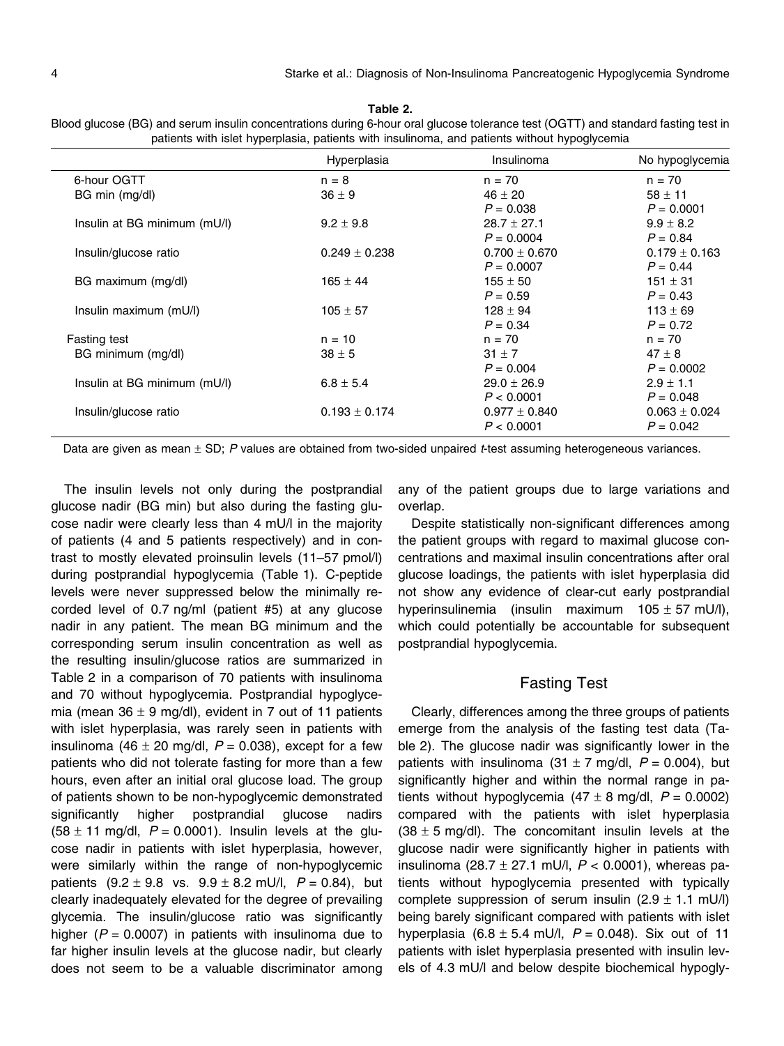**Table 2.**
Blood glucose (BG) and serum insulin concentrations during 6-hour oral glucose tolerance test (OGTT) and standard fasting test in patients with islet hyperplasia, patients with insulinoma, and patients without hypoglycemia

| | Hyperplasia | Insulinoma | No hypoglycemia |
|---|---|---|---|
| 6-hour OGTT | n = 8 | n = 70 | n = 70 |
| BG min (mg/dl) | 36 ± 9 | 46 ± 20<br>$P = 0.038$ | 58 ± 11<br>$P = 0.0001$ |
| Insulin at BG minimum (mU/l) | 9.2 ± 9.8 | 28.7 ± 27.1<br>$P = 0.0004$ | 9.9 ± 8.2<br>$P = 0.84$ |
| Insulin/glucose ratio | 0.249 ± 0.238 | 0.700 ± 0.670<br>$P = 0.0007$ | 0.179 ± 0.163<br>$P = 0.44$ |
| BG maximum (mg/dl) | 165 ± 44 | 155 ± 50<br>$P = 0.59$ | 151 ± 31<br>$P = 0.43$ |
| Insulin maximum (mU/l) | 105 ± 57 | 128 ± 94<br>$P = 0.34$ | 113 ± 69<br>$P = 0.72$ |
| Fasting test | n = 10 | n = 70 | n = 70 |
| BG minimum (mg/dl) | 38 ± 5 | 31 ± 7<br>$P = 0.004$ | 47 ± 8<br>$P = 0.0002$ |
| Insulin at BG minimum (mU/l) | 6.8 ± 5.4 | 29.0 ± 26.9<br>$P < 0.0001$ | 2.9 ± 1.1<br>$P = 0.048$ |
| Insulin/glucose ratio | 0.193 ± 0.174 | 0.977 ± 0.840<br>$P < 0.0001$ | 0.063 ± 0.024<br>$P = 0.042$ |

Data are given as mean ± SD; $P$ values are obtained from two-sided unpaired $t$-test assuming heterogeneous variances.

The insulin levels not only during the postprandial glucose nadir (BG min) but also during the fasting glucose nadir were clearly less than 4 mU/l in the majority of patients (4 and 5 patients respectively) and in contrast to mostly elevated proinsulin levels (11–57 pmol/l) during postprandial hypoglycemia (Table 1). C-peptide levels were never suppressed below the minimally recorded level of 0.7 ng/ml (patient #5) at any glucose nadir in any patient. The mean BG minimum and the corresponding serum insulin concentration as well as the resulting insulin/glucose ratios are summarized in Table 2 in a comparison of 70 patients with insulinoma and 70 without hypoglycemia. Postprandial hypoglycemia (mean 36 ± 9 mg/dl), evident in 7 out of 11 patients with islet hyperplasia, was rarely seen in patients with insulinoma (46 ± 20 mg/dl, $P = 0.038$), except for a few patients who did not tolerate fasting for more than a few hours, even after an initial oral glucose load. The group of patients shown to be non-hypoglycemic demonstrated significantly higher postprandial glucose nadirs (58 ± 11 mg/dl, $P = 0.0001$). Insulin levels at the glucose nadir in patients with islet hyperplasia, however, were similarly within the range of non-hypoglycemic patients (9.2 ± 9.8 vs. 9.9 ± 8.2 mU/l, $P = 0.84$), but clearly inadequately elevated for the degree of prevailing glycemia. The insulin/glucose ratio was significantly higher ($P = 0.0007$) in patients with insulinoma due to far higher insulin levels at the glucose nadir, but clearly does not seem to be a valuable discriminator among any of the patient groups due to large variations and overlap.

Despite statistically non-significant differences among the patient groups with regard to maximal glucose concentrations and maximal insulin concentrations after oral glucose loadings, the patients with islet hyperplasia did not show any evidence of clear-cut early postprandial hyperinsulinemia (insulin maximum 105 ± 57 mU/l), which could potentially be accountable for subsequent postprandial hypoglycemia.

## Fasting Test

Clearly, differences among the three groups of patients emerge from the analysis of the fasting test data (Table 2). The glucose nadir was significantly lower in the patients with insulinoma (31 ± 7 mg/dl, $P = 0.004$), but significantly higher and within the normal range in patients without hypoglycemia (47 ± 8 mg/dl, $P = 0.0002$) compared with the patients with islet hyperplasia (38 ± 5 mg/dl). The concomitant insulin levels at the glucose nadir were significantly higher in patients with insulinoma (28.7 ± 27.1 mU/l, $P < 0.0001$), whereas patients without hypoglycemia presented with typically complete suppression of serum insulin (2.9 ± 1.1 mU/l) being barely significant compared with patients with islet hyperplasia (6.8 ± 5.4 mU/l, $P = 0.048$). Six out of 11 patients with islet hyperplasia presented with insulin levels of 4.3 mU/l and below despite biochemical hypogly-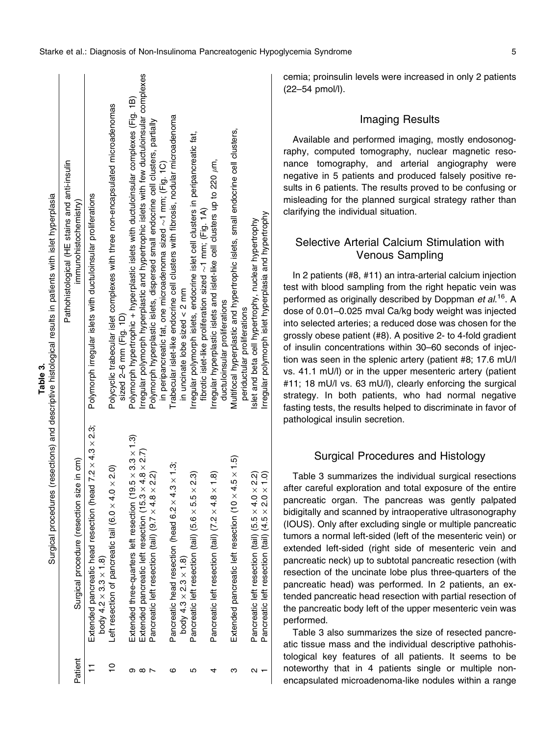**Table 3.** Surgical procedures (resections) and descriptive histological results in patients with islet hyperplasia

| Patient | Surgical procedure (resection size in cm) | Pathohistological (HE stains and anti-insulin immunohistochemistry) |
|---|---|---|
| 11 | Extended pancreatic head resection (head 7.2 × 4.3 × 2.3; body 4.2 × 3.3 × 1.8) | Polymorph irregular islets with ductuloinsular proliferations |
| 10 | Left resection of pancreatic tail (6.0 × 4.0 × 2.0) | Polycyclic trabecular islet complexes with three non-encapsulated microadenomas sized 2–6 mm (Fig. 1D) |
| 9 | Extended three-quarters left resection (19.5 × 3.3 × 1.3) | Polymorph hypertrophic + hyperplastic islets with ductuloinsular complexes (Fig. 1B) |
| 8 | Extended pancreatic left resection (15.3 × 4.8 × 2.7) | Irregular polymorph hyperplastic and hypertrophic islets with few ductuloinsular complexes |
| 7 | Pancreatic left resection (tail) (9.7 × 4.8 × 2.2) | Polymorph hyperplastic islets, dispersed small endocrine cell clusters, partially in peripancreatic fat, one microadenoma sized ~1 mm; (Fig. 1C) |
| 6 | Pancreatic head resection (head 6.2 × 4.3 × 1.3; body 4.3 × 2.3 × 1.8) | Trabecular islet-like endocrine cell clusters with fibrosis, nodular microadenoma in uncinate lobe sized < 2 mm |
| 5 | Pancreatic left resection (tail) (5.6 × 5.5 × 2.3) | Irregular polymorph islets, endocrine islet cell clusters in peripancreatic fat, fibrotic islet-like proliferation sized ~1 mm; (Fig. 1A) |
| 4 | Pancreatic left resection (tail) (7.2 × 4.8 × 1.8) | Irregular hyperplastic islets and islet-like cell clusters up to 220 μm, ductuloinsular proliferations |
| 3 | Extended pancreatic left resection (10 × 4.5 × 1.5) | Multifocal hyperplastic and hypertrophic islets, small endocrine cell clusters, periductular proliferations |
| 2 | Pancreatic left resection (tail) (5.5 × 4.0 × 2.2) | Islet and beta cell hypertrophy, nuclear hypertrophy |
| 1 | Pancreatic left resection (tail) (4.5 × 2.0 × 1.0) | Irregular polymorph islet hyperplasia and hypertrophy |

cemia; proinsulin levels were increased in only 2 patients (22–54 pmol/l).

## Imaging Results

Available and performed imaging, mostly endosonography, computed tomography, nuclear magnetic resonance tomography, and arterial angiography were negative in 5 patients and produced falsely positive results in 6 patients. The results proved to be confusing or misleading for the planned surgical strategy rather than clarifying the individual situation.

## Selective Arterial Calcium Stimulation with Venous Sampling

In 2 patients (#8, #11) an intra-arterial calcium injection test with blood sampling from the right hepatic vein was performed as originally described by Doppman *et al.*[16]. A dose of 0.01–0.025 mval Ca/kg body weight was injected into selected arteries; a reduced dose was chosen for the grossly obese patient (#8). A positive 2- to 4-fold gradient of insulin concentrations within 30–60 seconds of injection was seen in the splenic artery (patient #8; 17.6 mU/l vs. 41.1 mU/l) or in the upper mesenteric artery (patient #11; 18 mU/l vs. 63 mU/l), clearly enforcing the surgical strategy. In both patients, who had normal negative fasting tests, the results helped to discriminate in favor of pathological insulin secretion.

## Surgical Procedures and Histology

Table 3 summarizes the individual surgical resections after careful exploration and total exposure of the entire pancreatic organ. The pancreas was gently palpated bidigitally and scanned by intraoperative ultrasonography (IOUS). Only after excluding single or multiple pancreatic tumors a normal left-sided (left of the mesenteric vein) or extended left-sided (right side of mesenteric vein and pancreatic neck) up to subtotal pancreatic resection (with resection of the uncinate lobe plus three-quarters of the pancreatic head) was performed. In 2 patients, an extended pancreatic head resection with partial resection of the pancreatic body left of the upper mesenteric vein was performed.

Table 3 also summarizes the size of resected pancreatic tissue mass and the individual descriptive pathohistological key features of all patients. It seems to be noteworthy that in 4 patients single or multiple non-encapsulated microadenoma-like nodules within a range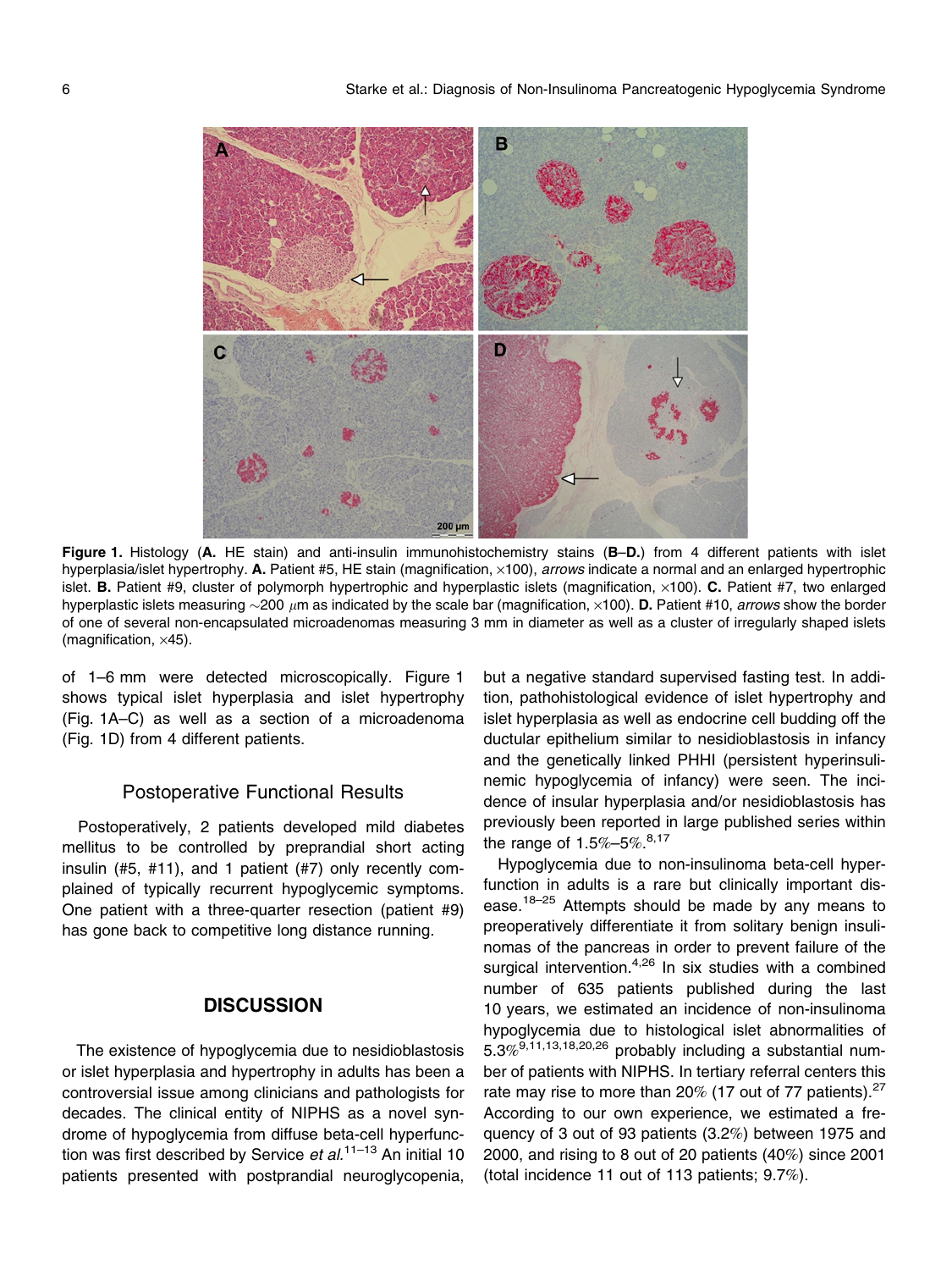**Figure 1.** Histology (**A.** HE stain) and anti-insulin immunohistochemistry stains (**B**–**D.**) from 4 different patients with islet hyperplasia/islet hypertrophy. **A.** Patient #5, HE stain (magnification, ×100), *arrows* indicate a normal and an enlarged hypertrophic islet. **B.** Patient #9, cluster of polymorph hypertrophic and hyperplastic islets (magnification, ×100). **C.** Patient #7, two enlarged hyperplastic islets measuring ~200 μm as indicated by the scale bar (magnification, ×100). **D.** Patient #10, *arrows* show the border of one of several non-encapsulated microadenomas measuring 3 mm in diameter as well as a cluster of irregularly shaped islets (magnification, ×45).

of 1–6 mm were detected microscopically. Figure 1 shows typical islet hyperplasia and islet hypertrophy (Fig. 1A–C) as well as a section of a microadenoma (Fig. 1D) from 4 different patients.

### Postoperative Functional Results

Postoperatively, 2 patients developed mild diabetes mellitus to be controlled by preprandial short acting insulin (#5, #11), and 1 patient (#7) only recently complained of typically recurrent hypoglycemic symptoms. One patient with a three-quarter resection (patient #9) has gone back to competitive long distance running.

## DISCUSSION

The existence of hypoglycemia due to nesidioblastosis or islet hyperplasia and hypertrophy in adults has been a controversial issue among clinicians and pathologists for decades. The clinical entity of NIPHS as a novel syndrome of hypoglycemia from diffuse beta-cell hyperfunction was first described by Service *et al.*[11–13] An initial 10 patients presented with postprandial neuroglycopenia, but a negative standard supervised fasting test. In addition, pathohistological evidence of islet hypertrophy and islet hyperplasia as well as endocrine cell budding off the ductular epithelium similar to nesidioblastosis in infancy and the genetically linked PHHI (persistent hyperinsulinemic hypoglycemia of infancy) were seen. The incidence of insular hyperplasia and/or nesidioblastosis has previously been reported in large published series within the range of 1.5%–5%.[8,17]

Hypoglycemia due to non-insulinoma beta-cell hyperfunction in adults is a rare but clinically important disease.[18–25] Attempts should be made by any means to preoperatively differentiate it from solitary benign insulinomas of the pancreas in order to prevent failure of the surgical intervention.[4,26] In six studies with a combined number of 635 patients published during the last 10 years, we estimated an incidence of non-insulinoma hypoglycemia due to histological islet abnormalities of 5.3%[9,11,13,18,20,26] probably including a substantial number of patients with NIPHS. In tertiary referral centers this rate may rise to more than 20% (17 out of 77 patients).[27] According to our own experience, we estimated a frequency of 3 out of 93 patients (3.2%) between 1975 and 2000, and rising to 8 out of 20 patients (40%) since 2001 (total incidence 11 out of 113 patients; 9.7%).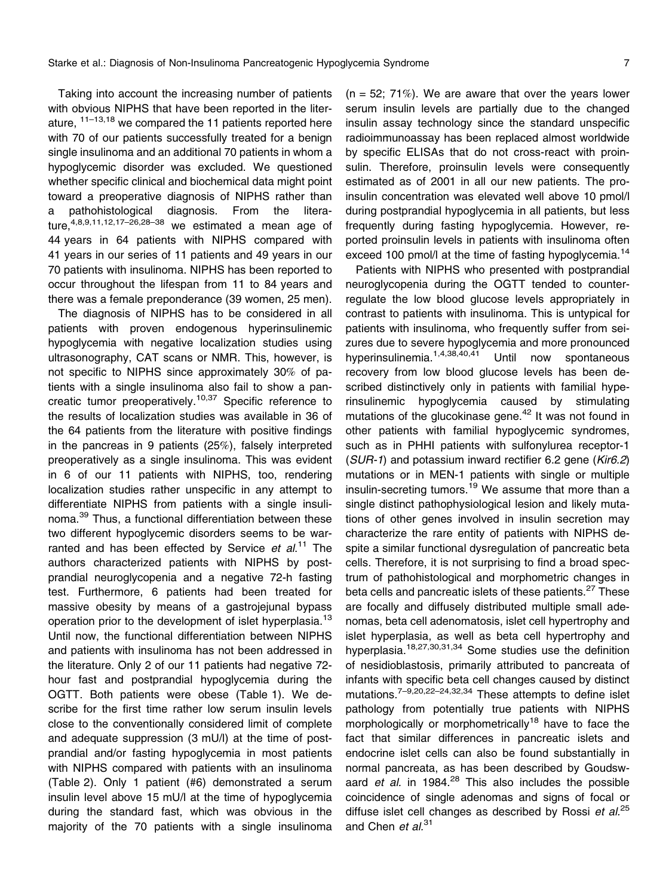Taking into account the increasing number of patients with obvious NIPHS that have been reported in the literature, [11–13,18] we compared the 11 patients reported here with 70 of our patients successfully treated for a benign single insulinoma and an additional 70 patients in whom a hypoglycemic disorder was excluded. We questioned whether specific clinical and biochemical data might point toward a preoperative diagnosis of NIPHS rather than a pathohistological diagnosis. From the literature,[4,8,9,11,12,17–26,28–38] we estimated a mean age of 44 years in 64 patients with NIPHS compared with 41 years in our series of 11 patients and 49 years in our 70 patients with insulinoma. NIPHS has been reported to occur throughout the lifespan from 11 to 84 years and there was a female preponderance (39 women, 25 men).

The diagnosis of NIPHS has to be considered in all patients with proven endogenous hyperinsulinemic hypoglycemia with negative localization studies using ultrasonography, CAT scans or NMR. This, however, is not specific to NIPHS since approximately 30% of patients with a single insulinoma also fail to show a pancreatic tumor preoperatively.[10,37] Specific reference to the results of localization studies was available in 36 of the 64 patients from the literature with positive findings in the pancreas in 9 patients (25%), falsely interpreted preoperatively as a single insulinoma. This was evident in 6 of our 11 patients with NIPHS, too, rendering localization studies rather unspecific in any attempt to differentiate NIPHS from patients with a single insulinoma.[39] Thus, a functional differentiation between these two different hypoglycemic disorders seems to be warranted and has been effected by Service *et al.*[11] The authors characterized patients with NIPHS by postprandial neuroglycopenia and a negative 72-h fasting test. Furthermore, 6 patients had been treated for massive obesity by means of a gastrojejunal bypass operation prior to the development of islet hyperplasia.[13] Until now, the functional differentiation between NIPHS and patients with insulinoma has not been addressed in the literature. Only 2 of our 11 patients had negative 72-hour fast and postprandial hypoglycemia during the OGTT. Both patients were obese (Table 1). We describe for the first time rather low serum insulin levels close to the conventionally considered limit of complete and adequate suppression (3 mU/l) at the time of postprandial and/or fasting hypoglycemia in most patients with NIPHS compared with patients with an insulinoma (Table 2). Only 1 patient (#6) demonstrated a serum insulin level above 15 mU/l at the time of hypoglycemia during the standard fast, which was obvious in the majority of the 70 patients with a single insulinoma (n = 52; 71%). We are aware that over the years lower serum insulin levels are partially due to the changed insulin assay technology since the standard unspecific radioimmunoassay has been replaced almost worldwide by specific ELISAs that do not cross-react with proinsulin. Therefore, proinsulin levels were consequently estimated as of 2001 in all our new patients. The proinsulin concentration was elevated well above 10 pmol/l during postprandial hypoglycemia in all patients, but less frequently during fasting hypoglycemia. However, reported proinsulin levels in patients with insulinoma often exceed 100 pmol/l at the time of fasting hypoglycemia.[14]

Patients with NIPHS who presented with postprandial neuroglycopenia during the OGTT tended to counterregulate the low blood glucose levels appropriately in contrast to patients with insulinoma. This is untypical for patients with insulinoma, who frequently suffer from seizures due to severe hypoglycemia and more pronounced hyperinsulinemia.[1,4,38,40,41] Until now spontaneous recovery from low blood glucose levels has been described distinctively only in patients with familial hyperinsulinemic hypoglycemia caused by stimulating mutations of the glucokinase gene.[42] It was not found in other patients with familial hypoglycemic syndromes, such as in PHHI patients with sulfonylurea receptor-1 (*SUR-1*) and potassium inward rectifier 6.2 gene (*Kir6.2*) mutations or in MEN-1 patients with single or multiple insulin-secreting tumors.[19] We assume that more than a single distinct pathophysiological lesion and likely mutations of other genes involved in insulin secretion may characterize the rare entity of patients with NIPHS despite a similar functional dysregulation of pancreatic beta cells. Therefore, it is not surprising to find a broad spectrum of pathohistological and morphometric changes in beta cells and pancreatic islets of these patients.[27] These are focally and diffusely distributed multiple small adenomas, beta cell adenomatosis, islet cell hypertrophy and islet hyperplasia, as well as beta cell hypertrophy and hyperplasia.[18,27,30,31,34] Some studies use the definition of nesidioblastosis, primarily attributed to pancreata of infants with specific beta cell changes caused by distinct mutations.[7–9,20,22–24,32,34] These attempts to define islet pathology from potentially true patients with NIPHS morphologically or morphometrically[18] have to face the fact that similar differences in pancreatic islets and endocrine islet cells can also be found substantially in normal pancreata, as has been described by Goudswaard *et al.* in 1984.[28] This also includes the possible coincidence of single adenomas and signs of focal or diffuse islet cell changes as described by Rossi *et al.*[25] and Chen *et al.*[31]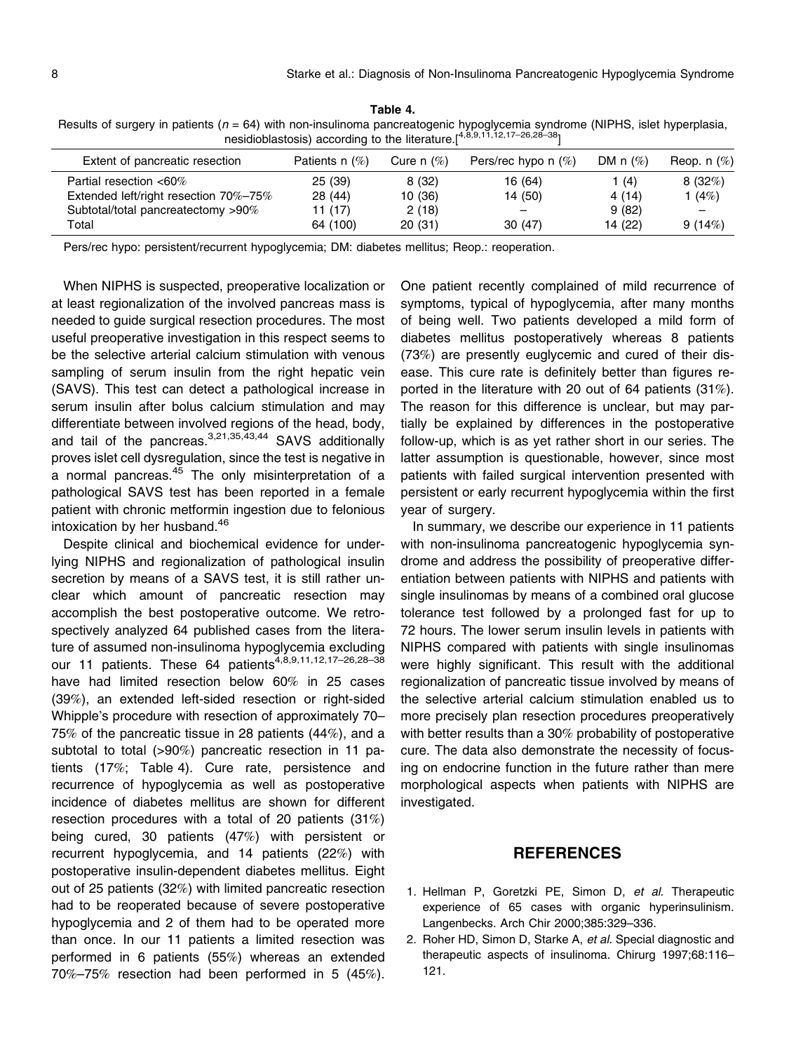**Table 4.**
Results of surgery in patients ($n$ = 64) with non-insulinoma pancreatogenic hypoglycemia syndrome (NIPHS, islet hyperplasia, nesidioblastosis) according to the literature.[4,8,9,11,12,17–26,28–38]

| Extent of pancreatic resection | Patients n (%) | Cure n (%) | Pers/rec hypo n (%) | DM n (%) | Reop. n (%) |
|---|---|---|---|---|---|
| Partial resection <60% | 25 (39) | 8 (32) | 16 (64) | 1 (4) | 8 (32%) |
| Extended left/right resection 70%–75% | 28 (44) | 10 (36) | 14 (50) | 4 (14) | 1 (4%) |
| Subtotal/total pancreatectomy >90% | 11 (17) | 2 (18) | – | 9 (82) | – |
| Total | 64 (100) | 20 (31) | 30 (47) | 14 (22) | 9 (14%) |

Pers/rec hypo: persistent/recurrent hypoglycemia; DM: diabetes mellitus; Reop.: reoperation.

When NIPHS is suspected, preoperative localization or at least regionalization of the involved pancreas mass is needed to guide surgical resection procedures. The most useful preoperative investigation in this respect seems to be the selective arterial calcium stimulation with venous sampling of serum insulin from the right hepatic vein (SAVS). This test can detect a pathological increase in serum insulin after bolus calcium stimulation and may differentiate between involved regions of the head, body, and tail of the pancreas.[3,21,35,43,44] SAVS additionally proves islet cell dysregulation, since the test is negative in a normal pancreas.[45] The only misinterpretation of a pathological SAVS test has been reported in a female patient with chronic metformin ingestion due to felonious intoxication by her husband.[46]

Despite clinical and biochemical evidence for underlying NIPHS and regionalization of pathological insulin secretion by means of a SAVS test, it is still rather unclear which amount of pancreatic resection may accomplish the best postoperative outcome. We retrospectively analyzed 64 published cases from the literature of assumed non-insulinoma hypoglycemia excluding our 11 patients. These 64 patients[4,8,9,11,12,17–26,28–38] have had limited resection below 60% in 25 cases (39%), an extended left-sided resection or right-sided Whipple's procedure with resection of approximately 70–75% of the pancreatic tissue in 28 patients (44%), and a subtotal to total (>90%) pancreatic resection in 11 patients (17%; Table 4). Cure rate, persistence and recurrence of hypoglycemia as well as postoperative incidence of diabetes mellitus are shown for different resection procedures with a total of 20 patients (31%) being cured, 30 patients (47%) with persistent or recurrent hypoglycemia, and 14 patients (22%) with postoperative insulin-dependent diabetes mellitus. Eight out of 25 patients (32%) with limited pancreatic resection had to be reoperated because of severe postoperative hypoglycemia and 2 of them had to be operated more than once. In our 11 patients a limited resection was performed in 6 patients (55%) whereas an extended 70%–75% resection had been performed in 5 (45%). One patient recently complained of mild recurrence of symptoms, typical of hypoglycemia, after many months of being well. Two patients developed a mild form of diabetes mellitus postoperatively whereas 8 patients (73%) are presently euglycemic and cured of their disease. This cure rate is definitely better than figures reported in the literature with 20 out of 64 patients (31%). The reason for this difference is unclear, but may partially be explained by differences in the postoperative follow-up, which is as yet rather short in our series. The latter assumption is questionable, however, since most patients with failed surgical intervention presented with persistent or early recurrent hypoglycemia within the first year of surgery.

In summary, we describe our experience in 11 patients with non-insulinoma pancreatogenic hypoglycemia syndrome and address the possibility of preoperative differentiation between patients with NIPHS and patients with single insulinomas by means of a combined oral glucose tolerance test followed by a prolonged fast for up to 72 hours. The lower serum insulin levels in patients with NIPHS compared with patients with single insulinomas were highly significant. This result with the additional regionalization of pancreatic tissue involved by means of the selective arterial calcium stimulation enabled us to more precisely plan resection procedures preoperatively with better results than a 30% probability of postoperative cure. The data also demonstrate the necessity of focusing on endocrine function in the future rather than mere morphological aspects when patients with NIPHS are investigated.

## REFERENCES

1. Hellman P, Goretzki PE, Simon D, *et al.* Therapeutic experience of 65 cases with organic hyperinsulinism. Langenbecks. Arch Chir 2000;385:329–336.
2. Roher HD, Simon D, Starke A, *et al.* Special diagnostic and therapeutic aspects of insulinoma. Chirurg 1997;68:116–121.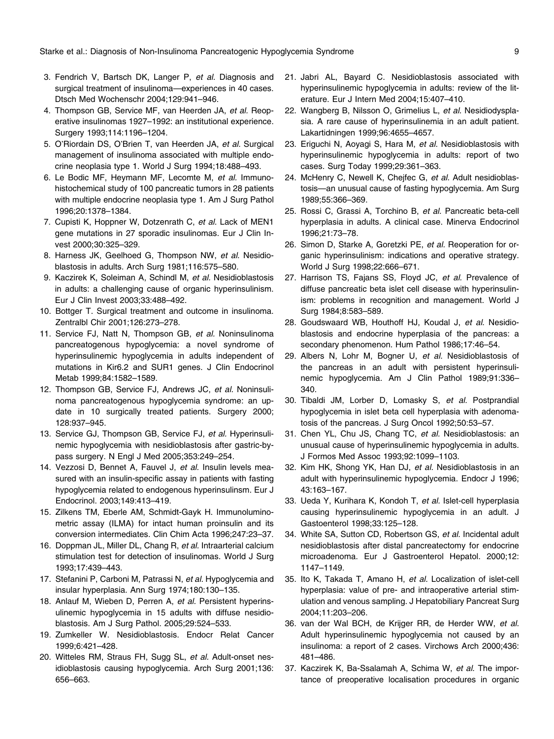3. Fendrich V, Bartsch DK, Langer P, *et al.* Diagnosis and surgical treatment of insulinoma—experiences in 40 cases. Dtsch Med Wochenschr 2004;129:941–946.
4. Thompson GB, Service MF, van Heerden JA, *et al.* Reoperative insulinomas 1927–1992: an institutional experience. Surgery 1993;114:1196–1204.
5. O'Riordain DS, O'Brien T, van Heerden JA, *et al.* Surgical management of insulinoma associated with multiple endocrine neoplasia type 1. World J Surg 1994;18:488–493.
6. Le Bodic MF, Heymann MF, Lecomte M, *et al.* Immunohistochemical study of 100 pancreatic tumors in 28 patients with multiple endocrine neoplasia type 1. Am J Surg Pathol 1996;20:1378–1384.
7. Cupisti K, Hoppner W, Dotzenrath C, *et al.* Lack of MEN1 gene mutations in 27 sporadic insulinomas. Eur J Clin Invest 2000;30:325–329.
8. Harness JK, Geelhoed G, Thompson NW, *et al.* Nesidioblastosis in adults. Arch Surg 1981;116:575–580.
9. Kaczirek K, Soleiman A, Schindl M, *et al.* Nesidioblastosis in adults: a challenging cause of organic hyperinsulinism. Eur J Clin Invest 2003;33:488–492.
10. Bottger T. Surgical treatment and outcome in insulinoma. Zentralbl Chir 2001;126:273–278.
11. Service FJ, Natt N, Thompson GB, *et al.* Noninsulinoma pancreatogenous hypoglycemia: a novel syndrome of hyperinsulinemic hypoglycemia in adults independent of mutations in Kir6.2 and SUR1 genes. J Clin Endocrinol Metab 1999;84:1582–1589.
12. Thompson GB, Service FJ, Andrews JC, *et al.* Noninsulinoma pancreatogenous hypoglycemia syndrome: an update in 10 surgically treated patients. Surgery 2000; 128:937–945.
13. Service GJ, Thompson GB, Service FJ, *et al.* Hyperinsulinemic hypoglycemia with nesidioblastosis after gastric-bypass surgery. N Engl J Med 2005;353:249–254.
14. Vezzosi D, Bennet A, Fauvel J, *et al.* Insulin levels measured with an insulin-specific assay in patients with fasting hypoglycemia related to endogenous hyperinsulinsm. Eur J Endocrinol. 2003;149:413–419.
15. Zilkens TM, Eberle AM, Schmidt-Gayk H. Immunoluminometric assay (ILMA) for intact human proinsulin and its conversion intermediates. Clin Chim Acta 1996;247:23–37.
16. Doppman JL, Miller DL, Chang R, *et al.* Intraarterial calcium stimulation test for detection of insulinomas. World J Surg 1993;17:439–443.
17. Stefanini P, Carboni M, Patrassi N, *et al.* Hypoglycemia and insular hyperplasia. Ann Surg 1974;180:130–135.
18. Anlauf M, Wieben D, Perren A, *et al.* Persistent hyperinsulinemic hypoglycemia in 15 adults with diffuse nesidioblastosis. Am J Surg Pathol. 2005;29:524–533.
19. Zumkeller W. Nesidioblastosis. Endocr Relat Cancer 1999;6:421–428.
20. Witteles RM, Straus FH, Sugg SL, *et al.* Adult-onset nesidioblastosis causing hypoglycemia. Arch Surg 2001;136: 656–663.
21. Jabri AL, Bayard C. Nesidioblastosis associated with hyperinsulinemic hypoglycemia in adults: review of the literature. Eur J Intern Med 2004;15:407–410.
22. Wangberg B, Nilsson O, Grimelius L, *et al.* Nesidiodysplasia. A rare cause of hyperinsulinemia in an adult patient. Lakartidningen 1999;96:4655–4657.
23. Eriguchi N, Aoyagi S, Hara M, *et al.* Nesidioblastosis with hyperinsulinemic hypoglycemia in adults: report of two cases. Surg Today 1999;29:361–363.
24. McHenry C, Newell K, Chejfec G, *et al.* Adult nesidioblastosis—an unusual cause of fasting hypoglycemia. Am Surg 1989;55:366–369.
25. Rossi C, Grassi A, Torchino B, *et al.* Pancreatic beta-cell hyperplasia in adults. A clinical case. Minerva Endocrinol 1996;21:73–78.
26. Simon D, Starke A, Goretzki PE, *et al.* Reoperation for organic hyperinsulinism: indications and operative strategy. World J Surg 1998;22:666–671.
27. Harrison TS, Fajans SS, Floyd JC, *et al.* Prevalence of diffuse pancreatic beta islet cell disease with hyperinsulinism: problems in recognition and management. World J Surg 1984;8:583–589.
28. Goudswaard WB, Houthoff HJ, Koudal J, *et al.* Nesidioblastosis and endocrine hyperplasia of the pancreas: a secondary phenomenon. Hum Pathol 1986;17:46–54.
29. Albers N, Lohr M, Bogner U, *et al.* Nesidioblastosis of the pancreas in an adult with persistent hyperinsulinemic hypoglycemia. Am J Clin Pathol 1989;91:336–340.
30. Tibaldi JM, Lorber D, Lomasky S, *et al.* Postprandial hypoglycemia in islet beta cell hyperplasia with adenomatosis of the pancreas. J Surg Oncol 1992;50:53–57.
31. Chen YL, Chu JS, Chang TC, *et al.* Nesidioblastosis: an unusual cause of hyperinsulinemic hypoglycemia in adults. J Formos Med Assoc 1993;92:1099–1103.
32. Kim HK, Shong YK, Han DJ, *et al.* Nesidioblastosis in an adult with hyperinsulinemic hypoglycemia. Endocr J 1996; 43:163–167.
33. Ueda Y, Kurihara K, Kondoh T, *et al.* Islet-cell hyperplasia causing hyperinsulinemic hypoglycemia in an adult. J Gastoenterol 1998;33:125–128.
34. White SA, Sutton CD, Robertson GS, *et al.* Incidental adult nesidioblastosis after distal pancreatectomy for endocrine microadenoma. Eur J Gastroenterol Hepatol. 2000;12: 1147–1149.
35. Ito K, Takada T, Amano H, *et al.* Localization of islet-cell hyperplasia: value of pre- and intraoperative arterial stimulation and venous sampling. J Hepatobiliary Pancreat Surg 2004;11:203–206.
36. van der Wal BCH, de Krijger RR, de Herder WW, *et al.* Adult hyperinsulinemic hypoglycemia not caused by an insulinoma: a report of 2 cases. Virchows Arch 2000;436: 481–486.
37. Kaczirek K, Ba-Ssalamah A, Schima W, *et al.* The importance of preoperative localisation procedures in organic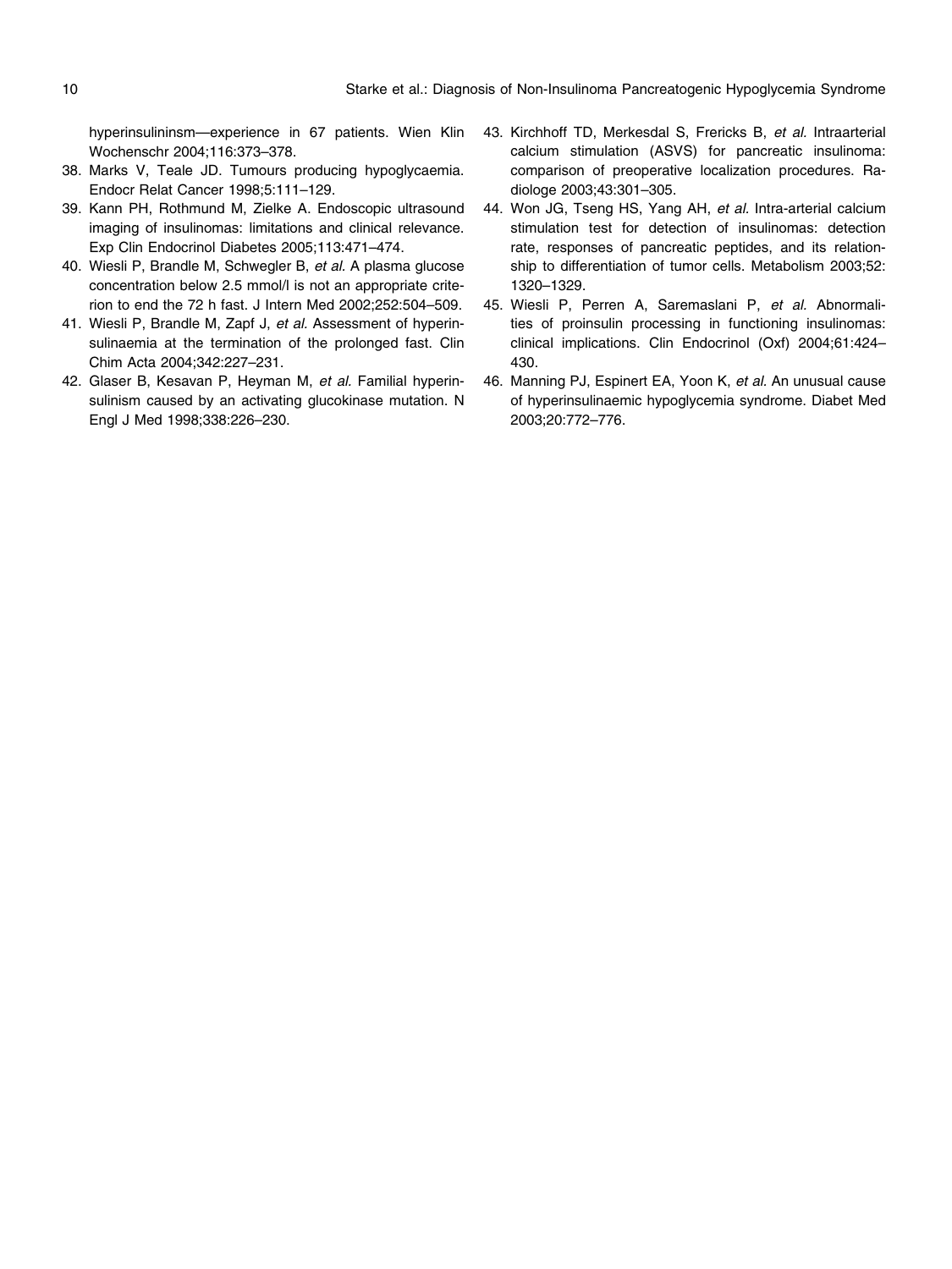hyperinsulininsm—experience in 67 patients. Wien Klin Wochenschr 2004;116:373–378.

38. Marks V, Teale JD. Tumours producing hypoglycaemia. Endocr Relat Cancer 1998;5:111–129.
39. Kann PH, Rothmund M, Zielke A. Endoscopic ultrasound imaging of insulinomas: limitations and clinical relevance. Exp Clin Endocrinol Diabetes 2005;113:471–474.
40. Wiesli P, Brandle M, Schwegler B, *et al.* A plasma glucose concentration below 2.5 mmol/l is not an appropriate criterion to end the 72 h fast. J Intern Med 2002;252:504–509.
41. Wiesli P, Brandle M, Zapf J, *et al.* Assessment of hyperinsulinaemia at the termination of the prolonged fast. Clin Chim Acta 2004;342:227–231.
42. Glaser B, Kesavan P, Heyman M, *et al.* Familial hyperinsulinism caused by an activating glucokinase mutation. N Engl J Med 1998;338:226–230.
43. Kirchhoff TD, Merkesdal S, Frericks B, *et al.* Intraarterial calcium stimulation (ASVS) for pancreatic insulinoma: comparison of preoperative localization procedures. Radiologe 2003;43:301–305.
44. Won JG, Tseng HS, Yang AH, *et al.* Intra-arterial calcium stimulation test for detection of insulinomas: detection rate, responses of pancreatic peptides, and its relationship to differentiation of tumor cells. Metabolism 2003;52: 1320–1329.
45. Wiesli P, Perren A, Saremaslani P, *et al.* Abnormalities of proinsulin processing in functioning insulinomas: clinical implications. Clin Endocrinol (Oxf) 2004;61:424–430.
46. Manning PJ, Espinert EA, Yoon K, *et al.* An unusual cause of hyperinsulinaemic hypoglycemia syndrome. Diabet Med 2003;20:772–776.